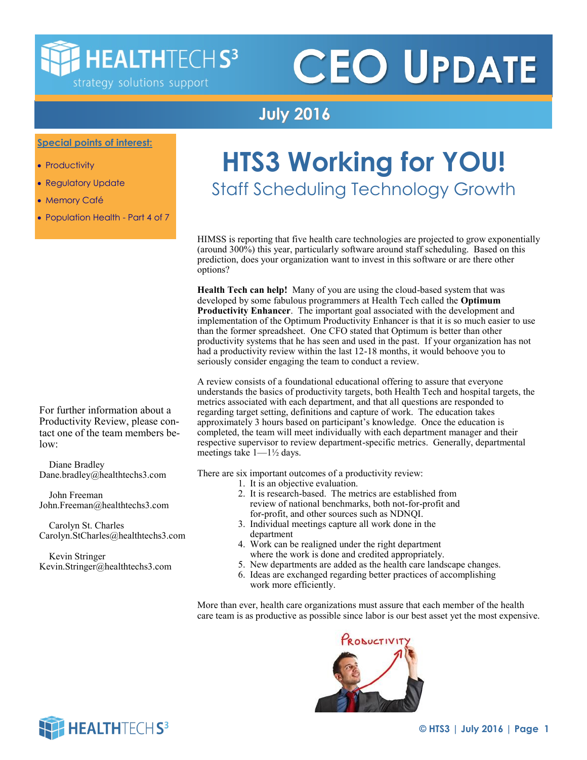# CEO UPDATE

**July 2016**

**Special points of interest:**

- Productivity
- Regulatory Update
- Memory Café
- Population Health - Part 4 of 7

# HTS3 Working for YOU!

## Staff Scheduling Technology Growth

HIMSS is reporting that five health care technologies are projected to grow exponentially (around 300%) this year, particularly software around staff scheduling. Based on this prediction, does your organization want to invest in this software or are there other options?

**Health Tech can help!** Many of you are using the cloud-based system that was developed by some fabulous programmers at Health Tech called the **Optimum Productivity Enhancer**. The important goal associated with the development and implementation of the Optimum Productivity Enhancer is that it is so much easier to use than the former spreadsheet. One CFO stated that Optimum is better than other productivity systems that he has seen and used in the past. If your organization has not had a productivity review within the last 12-18 months, it would behoove you to seriously consider engaging the team to conduct a review.

A review consists of a foundational educational offering to assure that everyone understands the basics of productivity targets, both Health Tech and hospital targets, the metrics associated with each department, and that all questions are responded to regarding target setting, definitions and capture of work. The education takes approximately 3 hours based on participant's knowledge. Once the education is completed, the team will meet individually with each department manager and their respective supervisor to review department-specific metrics. Generally, departmental meetings take 1—1½ days.

There are six important outcomes of a productivity review:

1. It is an objective evaluation.
2. It is research-based. The metrics are established from review of national benchmarks, both not-for-profit and for-profit, and other sources such as NDNQI.
3. Individual meetings capture all work done in the department
4. Work can be realigned under the right department where the work is done and credited appropriately.
5. New departments are added as the health care landscape changes.
6. Ideas are exchanged regarding better practices of accomplishing work more efficiently.

More than ever, health care organizations must assure that each member of the health care team is as productive as possible since labor is our best asset yet the most expensive.

For further information about a Productivity Review, please contact one of the team members below:

Diane Bradley
Dane.bradley@healthtechs3.com

John Freeman
John.Freeman@healthtechs3.com

Carolyn St. Charles
Carolyn.StCharles@healthtechs3.com

Kevin Stringer
Kevin.Stringer@healthtechs3.com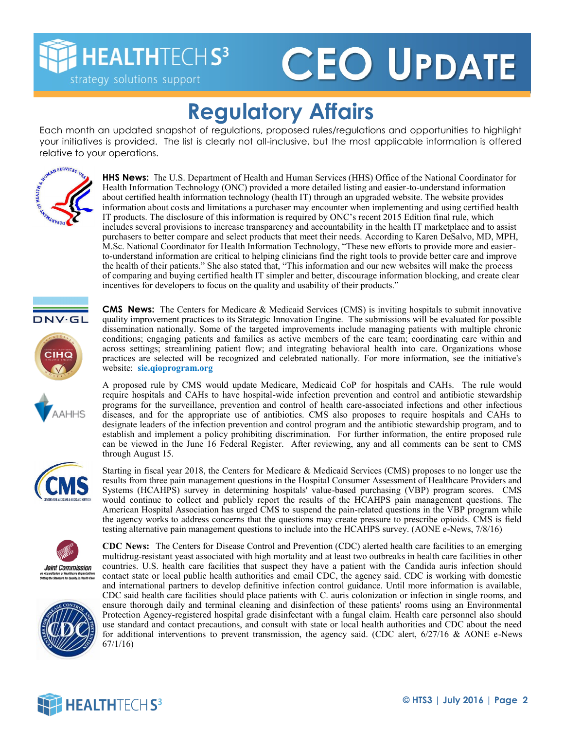# Regulatory Affairs

Each month an updated snapshot of regulations, proposed rules/regulations and opportunities to highlight your initiatives is provided. The list is clearly not all-inclusive, but the most applicable information is offered relative to your operations.

**HHS News:** The U.S. Department of Health and Human Services (HHS) Office of the National Coordinator for Health Information Technology (ONC) provided a more detailed listing and easier-to-understand information about certified health information technology (health IT) through an upgraded website. The website provides information about costs and limitations a purchaser may encounter when implementing and using certified health IT products. The disclosure of this information is required by ONC's recent 2015 Edition final rule, which includes several provisions to increase transparency and accountability in the health IT marketplace and to assist purchasers to better compare and select products that meet their needs. According to Karen DeSalvo, MD, MPH, M.Sc. National Coordinator for Health Information Technology, "These new efforts to provide more and easier-to-understand information are critical to helping clinicians find the right tools to provide better care and improve the health of their patients." She also stated that, "This information and our new websites will make the process of comparing and buying certified health IT simpler and better, discourage information blocking, and create clear incentives for developers to focus on the quality and usability of their products."

**CMS News:** The Centers for Medicare & Medicaid Services (CMS) is inviting hospitals to submit innovative quality improvement practices to its Strategic Innovation Engine. The submissions will be evaluated for possible dissemination nationally. Some of the targeted improvements include managing patients with multiple chronic conditions; engaging patients and families as active members of the care team; coordinating care within and across settings; streamlining patient flow; and integrating behavioral health into care. Organizations whose practices are selected will be recognized and celebrated nationally. For more information, see the initiative's website: **sie.qioprogram.org**

A proposed rule by CMS would update Medicare, Medicaid CoP for hospitals and CAHs. The rule would require hospitals and CAHs to have hospital-wide infection prevention and control and antibiotic stewardship programs for the surveillance, prevention and control of health care-associated infections and other infectious diseases, and for the appropriate use of antibiotics. CMS also proposes to require hospitals and CAHs to designate leaders of the infection prevention and control program and the antibiotic stewardship program, and to establish and implement a policy prohibiting discrimination. For further information, the entire proposed rule can be viewed in the June 16 Federal Register. After reviewing, any and all comments can be sent to CMS through August 15.

Starting in fiscal year 2018, the Centers for Medicare & Medicaid Services (CMS) proposes to no longer use the results from three pain management questions in the Hospital Consumer Assessment of Healthcare Providers and Systems (HCAHPS) survey in determining hospitals' value-based purchasing (VBP) program scores. CMS would continue to collect and publicly report the results of the HCAHPS pain management questions. The American Hospital Association has urged CMS to suspend the pain-related questions in the VBP program while the agency works to address concerns that the questions may create pressure to prescribe opioids. CMS is field testing alternative pain management questions to include into the HCAHPS survey. (AONE e-News, 7/8/16)

**CDC News:** The Centers for Disease Control and Prevention (CDC) alerted health care facilities to an emerging multidrug-resistant yeast associated with high mortality and at least two outbreaks in health care facilities in other countries. U.S. health care facilities that suspect they have a patient with the Candida auris infection should contact state or local public health authorities and email CDC, the agency said. CDC is working with domestic and international partners to develop definitive infection control guidance. Until more information is available, CDC said health care facilities should place patients with C. auris colonization or infection in single rooms, and ensure thorough daily and terminal cleaning and disinfection of these patients' rooms using an Environmental Protection Agency-registered hospital grade disinfectant with a fungal claim. Health care personnel also should use standard and contact precautions, and consult with state or local health authorities and CDC about the need for additional interventions to prevent transmission, the agency said. (CDC alert, 6/27/16 & AONE e-News 67/1/16)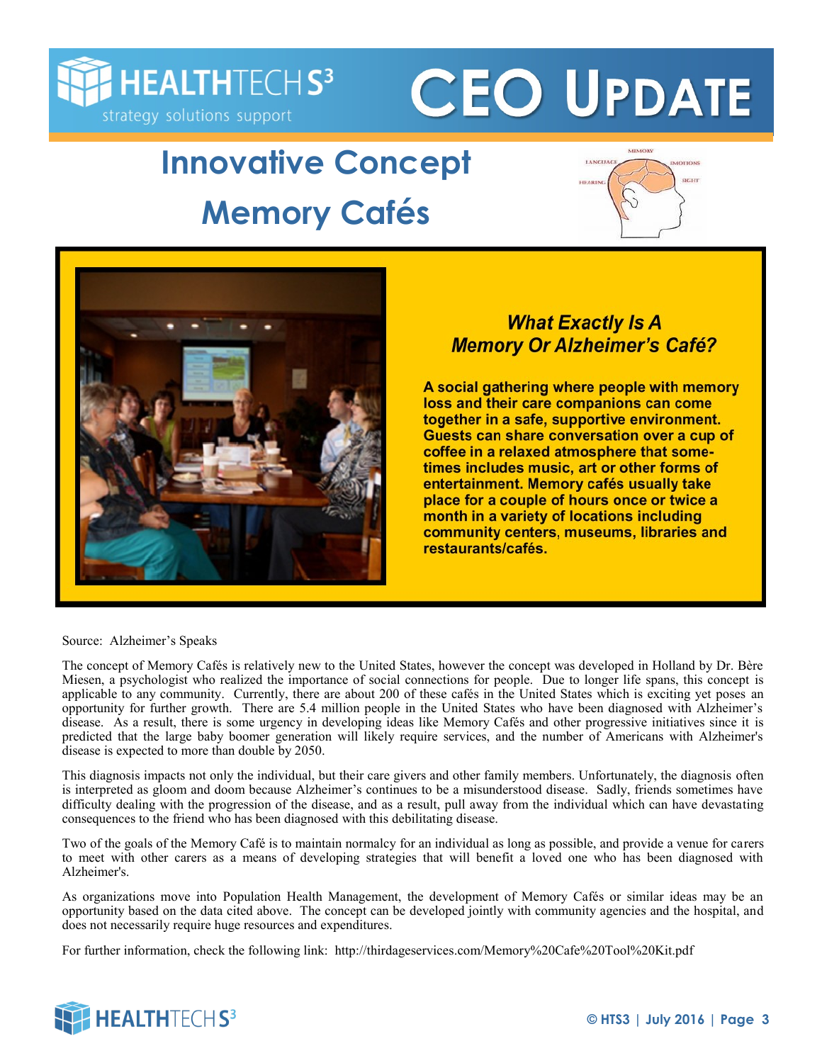# Innovative Concept Memory Cafés

### *What Exactly Is A Memory Or Alzheimer's Café?*

**A social gathering where people with memory loss and their care companions can come together in a safe, supportive environment. Guests can share conversation over a cup of coffee in a relaxed atmosphere that sometimes includes music, art or other forms of entertainment. Memory cafés usually take place for a couple of hours once or twice a month in a variety of locations including community centers, museums, libraries and restaurants/cafés.**

Source: Alzheimer's Speaks

The concept of Memory Cafés is relatively new to the United States, however the concept was developed in Holland by Dr. Bère Miesen, a psychologist who realized the importance of social connections for people. Due to longer life spans, this concept is applicable to any community. Currently, there are about 200 of these cafés in the United States which is exciting yet poses an opportunity for further growth. There are 5.4 million people in the United States who have been diagnosed with Alzheimer's disease. As a result, there is some urgency in developing ideas like Memory Cafés and other progressive initiatives since it is predicted that the large baby boomer generation will likely require services, and the number of Americans with Alzheimer's disease is expected to more than double by 2050.

This diagnosis impacts not only the individual, but their care givers and other family members. Unfortunately, the diagnosis often is interpreted as gloom and doom because Alzheimer's continues to be a misunderstood disease. Sadly, friends sometimes have difficulty dealing with the progression of the disease, and as a result, pull away from the individual which can have devastating consequences to the friend who has been diagnosed with this debilitating disease.

Two of the goals of the Memory Café is to maintain normalcy for an individual as long as possible, and provide a venue for carers to meet with other carers as a means of developing strategies that will benefit a loved one who has been diagnosed with Alzheimer's.

As organizations move into Population Health Management, the development of Memory Cafés or similar ideas may be an opportunity based on the data cited above. The concept can be developed jointly with community agencies and the hospital, and does not necessarily require huge resources and expenditures.

For further information, check the following link: http://thirdageservices.com/Memory%20Cafe%20Tool%20Kit.pdf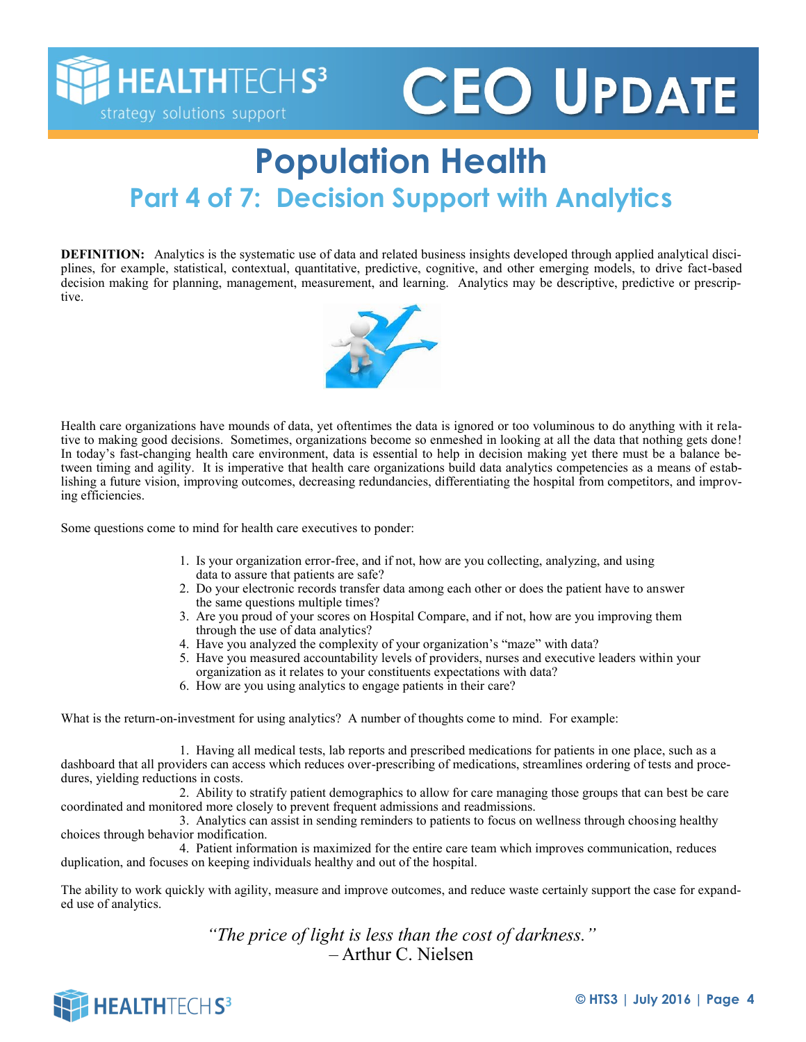# Population Health

## Part 4 of 7: Decision Support with Analytics

**DEFINITION:** Analytics is the systematic use of data and related business insights developed through applied analytical disciplines, for example, statistical, contextual, quantitative, predictive, cognitive, and other emerging models, to drive fact-based decision making for planning, management, measurement, and learning. Analytics may be descriptive, predictive or prescriptive.

Health care organizations have mounds of data, yet oftentimes the data is ignored or too voluminous to do anything with it relative to making good decisions. Sometimes, organizations become so enmeshed in looking at all the data that nothing gets done! In today's fast-changing health care environment, data is essential to help in decision making yet there must be a balance between timing and agility. It is imperative that health care organizations build data analytics competencies as a means of establishing a future vision, improving outcomes, decreasing redundancies, differentiating the hospital from competitors, and improving efficiencies.

Some questions come to mind for health care executives to ponder:

1. Is your organization error-free, and if not, how are you collecting, analyzing, and using data to assure that patients are safe?
2. Do your electronic records transfer data among each other or does the patient have to answer the same questions multiple times?
3. Are you proud of your scores on Hospital Compare, and if not, how are you improving them through the use of data analytics?
4. Have you analyzed the complexity of your organization's "maze" with data?
5. Have you measured accountability levels of providers, nurses and executive leaders within your organization as it relates to your constituents expectations with data?
6. How are you using analytics to engage patients in their care?

What is the return-on-investment for using analytics? A number of thoughts come to mind. For example:

1. Having all medical tests, lab reports and prescribed medications for patients in one place, such as a dashboard that all providers can access which reduces over-prescribing of medications, streamlines ordering of tests and procedures, yielding reductions in costs.
2. Ability to stratify patient demographics to allow for care managing those groups that can best be care coordinated and monitored more closely to prevent frequent admissions and readmissions.
3. Analytics can assist in sending reminders to patients to focus on wellness through choosing healthy choices through behavior modification.
4. Patient information is maximized for the entire care team which improves communication, reduces duplication, and focuses on keeping individuals healthy and out of the hospital.

The ability to work quickly with agility, measure and improve outcomes, and reduce waste certainly support the case for expanded use of analytics.

*"The price of light is less than the cost of darkness."*
– Arthur C. Nielsen